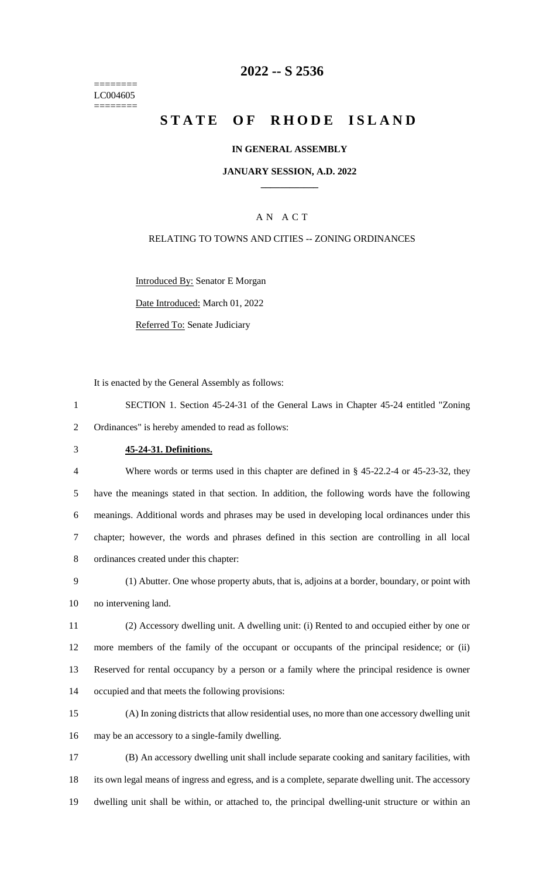========
LC004605
========

# 2022 -- S 2536

# STATE OF RHODE ISLAND

**IN GENERAL ASSEMBLY**

**JANUARY SESSION, A.D. 2022**

____________

A N A C T

RELATING TO TOWNS AND CITIES -- ZONING ORDINANCES

Introduced By: Senator E Morgan

Date Introduced: March 01, 2022

Referred To: Senate Judiciary

It is enacted by the General Assembly as follows:

1 SECTION 1. Section 45-24-31 of the General Laws in Chapter 45-24 entitled "Zoning
2 Ordinances" is hereby amended to read as follows:

3 **45-24-31. Definitions.**

4 Where words or terms used in this chapter are defined in § 45-22.2-4 or 45-23-32, they
5 have the meanings stated in that section. In addition, the following words have the following
6 meanings. Additional words and phrases may be used in developing local ordinances under this
7 chapter; however, the words and phrases defined in this section are controlling in all local
8 ordinances created under this chapter:

9 (1) Abutter. One whose property abuts, that is, adjoins at a border, boundary, or point with
10 no intervening land.

11 (2) Accessory dwelling unit. A dwelling unit: (i) Rented to and occupied either by one or
12 more members of the family of the occupant or occupants of the principal residence; or (ii)
13 Reserved for rental occupancy by a person or a family where the principal residence is owner
14 occupied and that meets the following provisions:

15 (A) In zoning districts that allow residential uses, no more than one accessory dwelling unit
16 may be an accessory to a single-family dwelling.

17 (B) An accessory dwelling unit shall include separate cooking and sanitary facilities, with
18 its own legal means of ingress and egress, and is a complete, separate dwelling unit. The accessory
19 dwelling unit shall be within, or attached to, the principal dwelling-unit structure or within an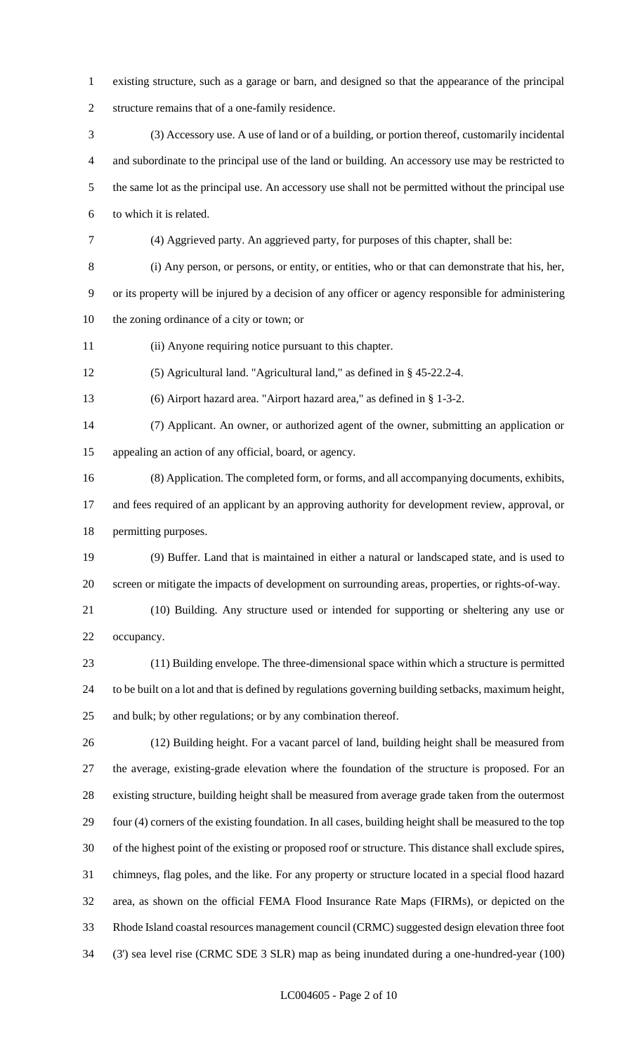existing structure, such as a garage or barn, and designed so that the appearance of the principal structure remains that of a one-family residence.

(3) Accessory use. A use of land or of a building, or portion thereof, customarily incidental and subordinate to the principal use of the land or building. An accessory use may be restricted to the same lot as the principal use. An accessory use shall not be permitted without the principal use to which it is related.

(4) Aggrieved party. An aggrieved party, for purposes of this chapter, shall be:

(i) Any person, or persons, or entity, or entities, who or that can demonstrate that his, her, or its property will be injured by a decision of any officer or agency responsible for administering the zoning ordinance of a city or town; or

(ii) Anyone requiring notice pursuant to this chapter.

(5) Agricultural land. "Agricultural land," as defined in § 45-22.2-4.

(6) Airport hazard area. "Airport hazard area," as defined in § 1-3-2.

(7) Applicant. An owner, or authorized agent of the owner, submitting an application or appealing an action of any official, board, or agency.

(8) Application. The completed form, or forms, and all accompanying documents, exhibits, and fees required of an applicant by an approving authority for development review, approval, or permitting purposes.

(9) Buffer. Land that is maintained in either a natural or landscaped state, and is used to screen or mitigate the impacts of development on surrounding areas, properties, or rights-of-way.

(10) Building. Any structure used or intended for supporting or sheltering any use or occupancy.

(11) Building envelope. The three-dimensional space within which a structure is permitted to be built on a lot and that is defined by regulations governing building setbacks, maximum height, and bulk; by other regulations; or by any combination thereof.

(12) Building height. For a vacant parcel of land, building height shall be measured from the average, existing-grade elevation where the foundation of the structure is proposed. For an existing structure, building height shall be measured from average grade taken from the outermost four (4) corners of the existing foundation. In all cases, building height shall be measured to the top of the highest point of the existing or proposed roof or structure. This distance shall exclude spires, chimneys, flag poles, and the like. For any property or structure located in a special flood hazard area, as shown on the official FEMA Flood Insurance Rate Maps (FIRMs), or depicted on the Rhode Island coastal resources management council (CRMC) suggested design elevation three foot (3') sea level rise (CRMC SDE 3 SLR) map as being inundated during a one-hundred-year (100)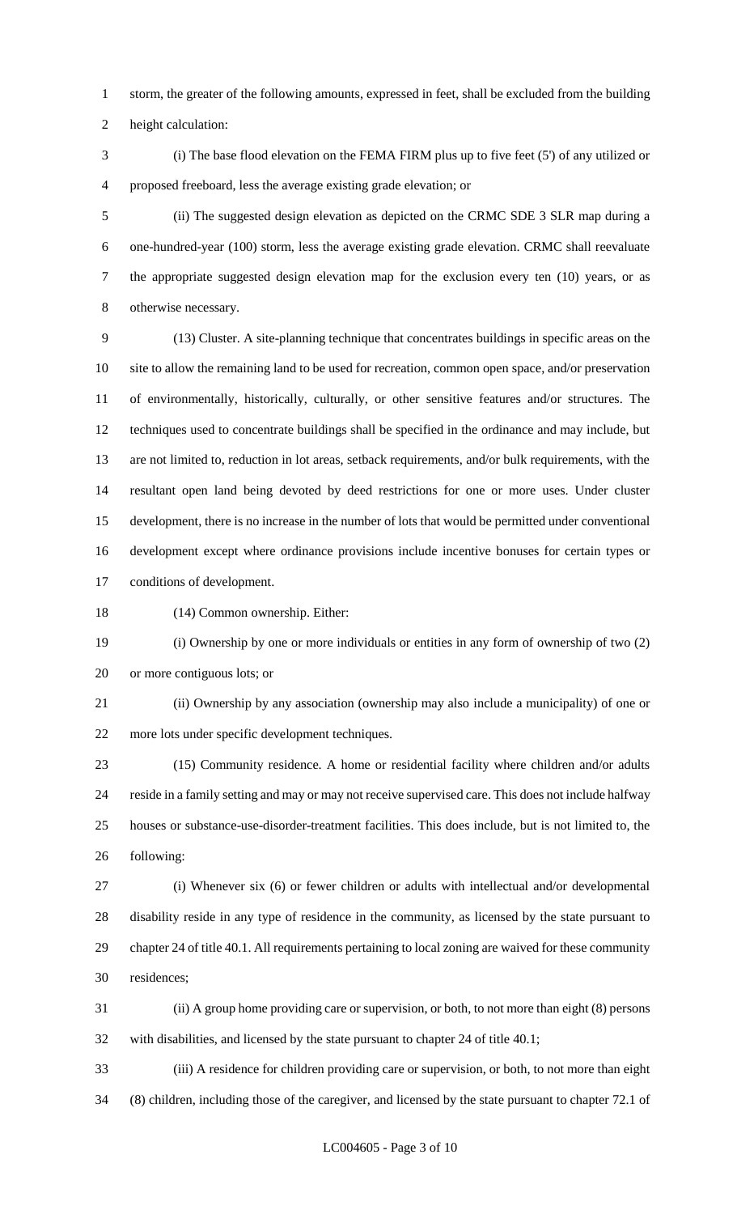storm, the greater of the following amounts, expressed in feet, shall be excluded from the building height calculation:

(i) The base flood elevation on the FEMA FIRM plus up to five feet (5') of any utilized or proposed freeboard, less the average existing grade elevation; or

(ii) The suggested design elevation as depicted on the CRMC SDE 3 SLR map during a one-hundred-year (100) storm, less the average existing grade elevation. CRMC shall reevaluate the appropriate suggested design elevation map for the exclusion every ten (10) years, or as otherwise necessary.

(13) Cluster. A site-planning technique that concentrates buildings in specific areas on the site to allow the remaining land to be used for recreation, common open space, and/or preservation of environmentally, historically, culturally, or other sensitive features and/or structures. The techniques used to concentrate buildings shall be specified in the ordinance and may include, but are not limited to, reduction in lot areas, setback requirements, and/or bulk requirements, with the resultant open land being devoted by deed restrictions for one or more uses. Under cluster development, there is no increase in the number of lots that would be permitted under conventional development except where ordinance provisions include incentive bonuses for certain types or conditions of development.

(14) Common ownership. Either:

(i) Ownership by one or more individuals or entities in any form of ownership of two (2) or more contiguous lots; or

(ii) Ownership by any association (ownership may also include a municipality) of one or more lots under specific development techniques.

(15) Community residence. A home or residential facility where children and/or adults reside in a family setting and may or may not receive supervised care. This does not include halfway houses or substance-use-disorder-treatment facilities. This does include, but is not limited to, the following:

(i) Whenever six (6) or fewer children or adults with intellectual and/or developmental disability reside in any type of residence in the community, as licensed by the state pursuant to chapter 24 of title 40.1. All requirements pertaining to local zoning are waived for these community residences;

(ii) A group home providing care or supervision, or both, to not more than eight (8) persons with disabilities, and licensed by the state pursuant to chapter 24 of title 40.1;

(iii) A residence for children providing care or supervision, or both, to not more than eight (8) children, including those of the caregiver, and licensed by the state pursuant to chapter 72.1 of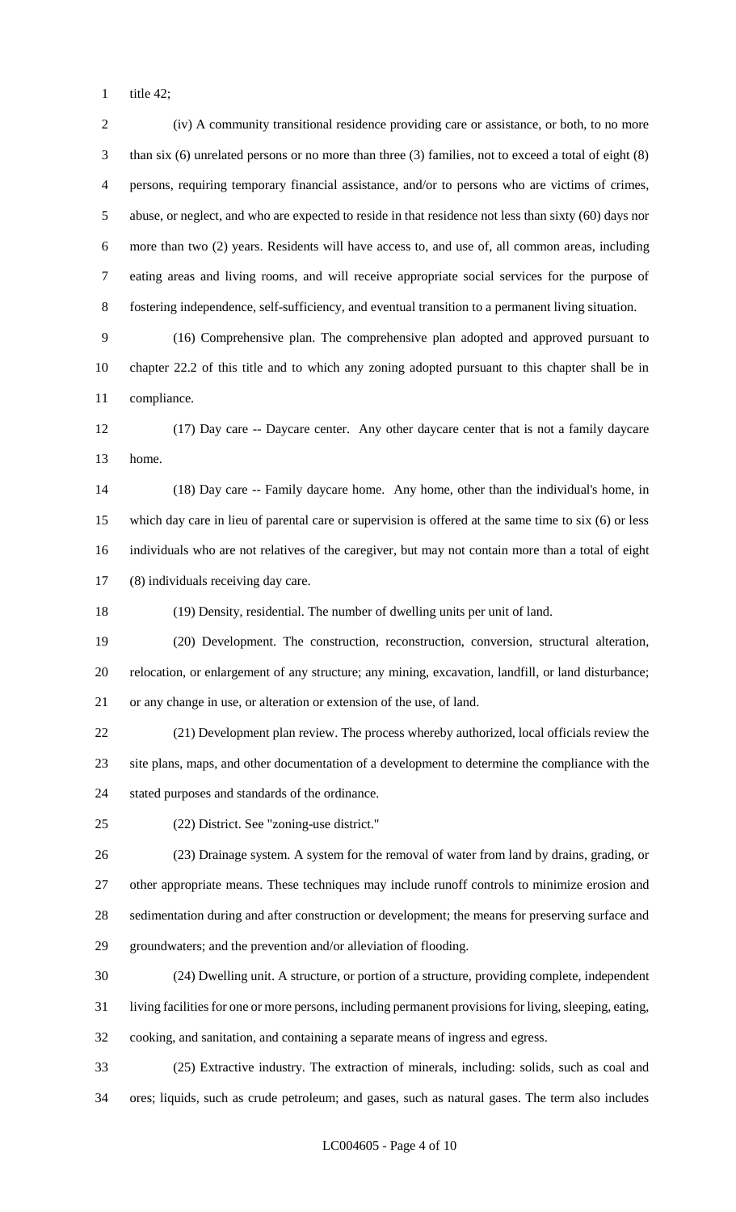title 42;

(iv) A community transitional residence providing care or assistance, or both, to no more than six (6) unrelated persons or no more than three (3) families, not to exceed a total of eight (8) persons, requiring temporary financial assistance, and/or to persons who are victims of crimes, abuse, or neglect, and who are expected to reside in that residence not less than sixty (60) days nor more than two (2) years. Residents will have access to, and use of, all common areas, including eating areas and living rooms, and will receive appropriate social services for the purpose of fostering independence, self-sufficiency, and eventual transition to a permanent living situation.

(16) Comprehensive plan. The comprehensive plan adopted and approved pursuant to chapter 22.2 of this title and to which any zoning adopted pursuant to this chapter shall be in compliance.

(17) Day care -- Daycare center. Any other daycare center that is not a family daycare home.

(18) Day care -- Family daycare home. Any home, other than the individual's home, in which day care in lieu of parental care or supervision is offered at the same time to six (6) or less individuals who are not relatives of the caregiver, but may not contain more than a total of eight (8) individuals receiving day care.

(19) Density, residential. The number of dwelling units per unit of land.

(20) Development. The construction, reconstruction, conversion, structural alteration, relocation, or enlargement of any structure; any mining, excavation, landfill, or land disturbance; or any change in use, or alteration or extension of the use, of land.

(21) Development plan review. The process whereby authorized, local officials review the site plans, maps, and other documentation of a development to determine the compliance with the stated purposes and standards of the ordinance.

(22) District. See "zoning-use district."

(23) Drainage system. A system for the removal of water from land by drains, grading, or other appropriate means. These techniques may include runoff controls to minimize erosion and sedimentation during and after construction or development; the means for preserving surface and groundwaters; and the prevention and/or alleviation of flooding.

(24) Dwelling unit. A structure, or portion of a structure, providing complete, independent living facilities for one or more persons, including permanent provisions for living, sleeping, eating, cooking, and sanitation, and containing a separate means of ingress and egress.

(25) Extractive industry. The extraction of minerals, including: solids, such as coal and ores; liquids, such as crude petroleum; and gases, such as natural gases. The term also includes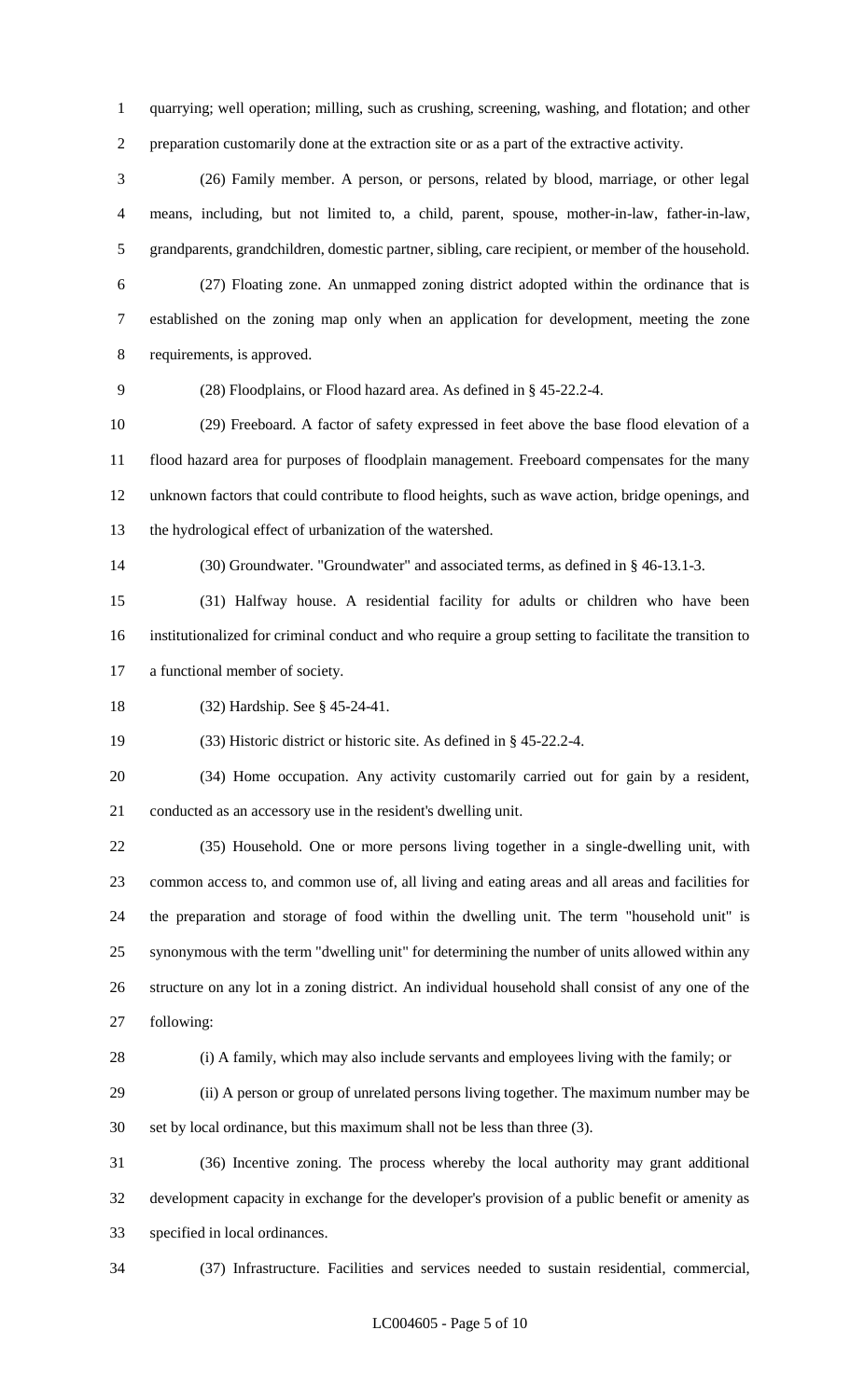quarrying; well operation; milling, such as crushing, screening, washing, and flotation; and other preparation customarily done at the extraction site or as a part of the extractive activity.

(26) Family member. A person, or persons, related by blood, marriage, or other legal means, including, but not limited to, a child, parent, spouse, mother-in-law, father-in-law, grandparents, grandchildren, domestic partner, sibling, care recipient, or member of the household.

(27) Floating zone. An unmapped zoning district adopted within the ordinance that is established on the zoning map only when an application for development, meeting the zone requirements, is approved.

(28) Floodplains, or Flood hazard area. As defined in § 45-22.2-4.

(29) Freeboard. A factor of safety expressed in feet above the base flood elevation of a flood hazard area for purposes of floodplain management. Freeboard compensates for the many unknown factors that could contribute to flood heights, such as wave action, bridge openings, and the hydrological effect of urbanization of the watershed.

(30) Groundwater. "Groundwater" and associated terms, as defined in § 46-13.1-3.

(31) Halfway house. A residential facility for adults or children who have been institutionalized for criminal conduct and who require a group setting to facilitate the transition to a functional member of society.

(32) Hardship. See § 45-24-41.

(33) Historic district or historic site. As defined in § 45-22.2-4.

(34) Home occupation. Any activity customarily carried out for gain by a resident, conducted as an accessory use in the resident's dwelling unit.

(35) Household. One or more persons living together in a single-dwelling unit, with common access to, and common use of, all living and eating areas and all areas and facilities for the preparation and storage of food within the dwelling unit. The term "household unit" is synonymous with the term "dwelling unit" for determining the number of units allowed within any structure on any lot in a zoning district. An individual household shall consist of any one of the following:

(i) A family, which may also include servants and employees living with the family; or

(ii) A person or group of unrelated persons living together. The maximum number may be set by local ordinance, but this maximum shall not be less than three (3).

(36) Incentive zoning. The process whereby the local authority may grant additional development capacity in exchange for the developer's provision of a public benefit or amenity as specified in local ordinances.

(37) Infrastructure. Facilities and services needed to sustain residential, commercial,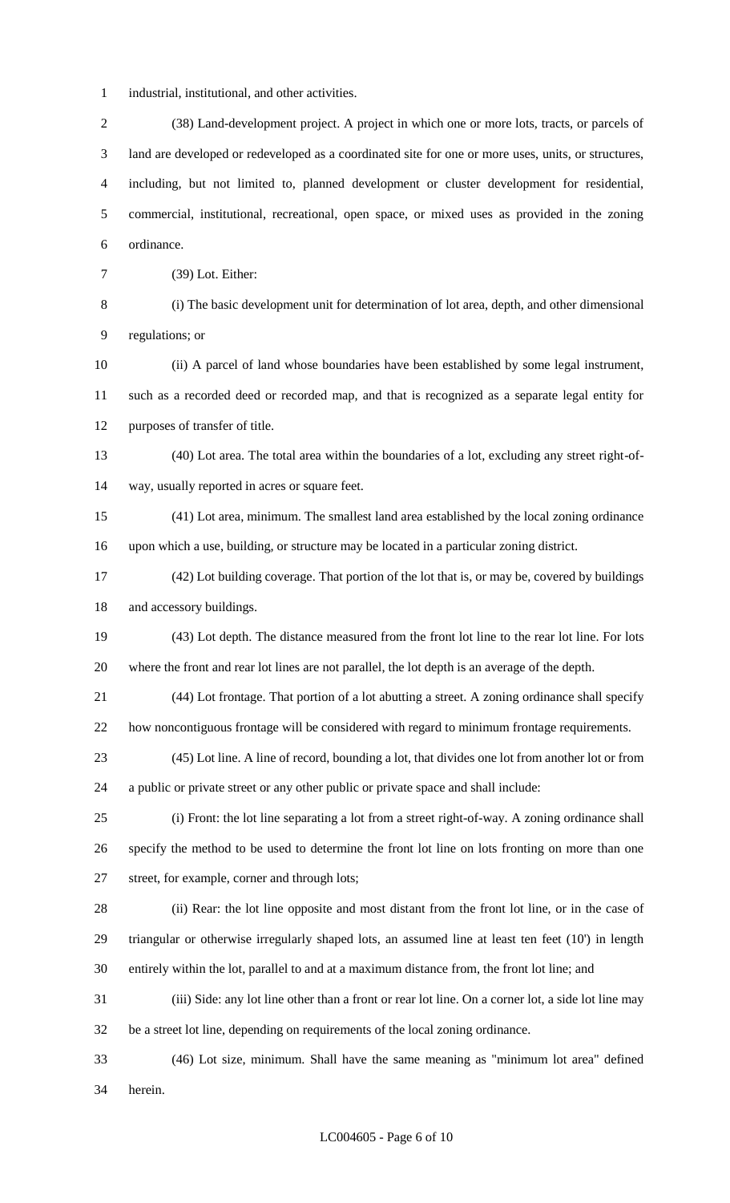industrial, institutional, and other activities.

(38) Land-development project. A project in which one or more lots, tracts, or parcels of land are developed or redeveloped as a coordinated site for one or more uses, units, or structures, including, but not limited to, planned development or cluster development for residential, commercial, institutional, recreational, open space, or mixed uses as provided in the zoning ordinance.

(39) Lot. Either:

(i) The basic development unit for determination of lot area, depth, and other dimensional regulations; or

(ii) A parcel of land whose boundaries have been established by some legal instrument, such as a recorded deed or recorded map, and that is recognized as a separate legal entity for purposes of transfer of title.

(40) Lot area. The total area within the boundaries of a lot, excluding any street right-of-way, usually reported in acres or square feet.

(41) Lot area, minimum. The smallest land area established by the local zoning ordinance upon which a use, building, or structure may be located in a particular zoning district.

(42) Lot building coverage. That portion of the lot that is, or may be, covered by buildings and accessory buildings.

(43) Lot depth. The distance measured from the front lot line to the rear lot line. For lots where the front and rear lot lines are not parallel, the lot depth is an average of the depth.

(44) Lot frontage. That portion of a lot abutting a street. A zoning ordinance shall specify how noncontiguous frontage will be considered with regard to minimum frontage requirements.

(45) Lot line. A line of record, bounding a lot, that divides one lot from another lot or from a public or private street or any other public or private space and shall include:

(i) Front: the lot line separating a lot from a street right-of-way. A zoning ordinance shall specify the method to be used to determine the front lot line on lots fronting on more than one street, for example, corner and through lots;

(ii) Rear: the lot line opposite and most distant from the front lot line, or in the case of triangular or otherwise irregularly shaped lots, an assumed line at least ten feet (10') in length entirely within the lot, parallel to and at a maximum distance from, the front lot line; and

(iii) Side: any lot line other than a front or rear lot line. On a corner lot, a side lot line may be a street lot line, depending on requirements of the local zoning ordinance.

(46) Lot size, minimum. Shall have the same meaning as "minimum lot area" defined herein.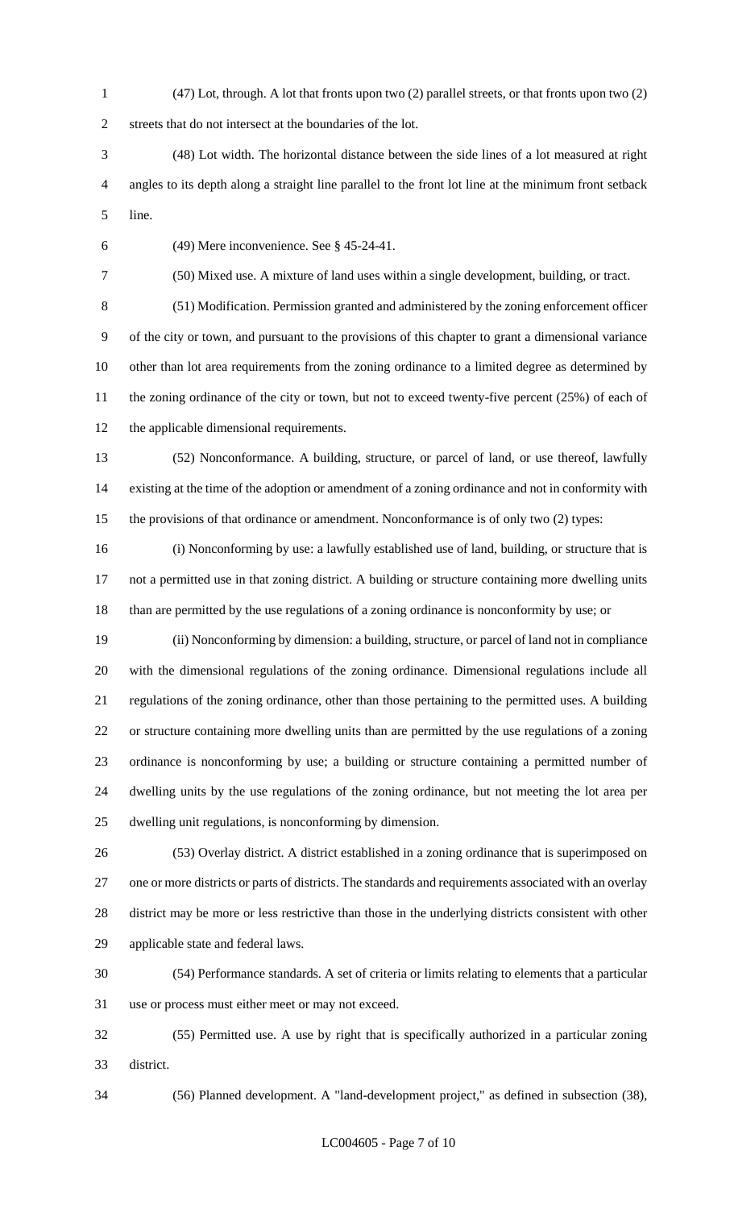(47) Lot, through. A lot that fronts upon two (2) parallel streets, or that fronts upon two (2) streets that do not intersect at the boundaries of the lot.

(48) Lot width. The horizontal distance between the side lines of a lot measured at right angles to its depth along a straight line parallel to the front lot line at the minimum front setback line.

(49) Mere inconvenience. See § 45-24-41.

(50) Mixed use. A mixture of land uses within a single development, building, or tract.

(51) Modification. Permission granted and administered by the zoning enforcement officer of the city or town, and pursuant to the provisions of this chapter to grant a dimensional variance other than lot area requirements from the zoning ordinance to a limited degree as determined by the zoning ordinance of the city or town, but not to exceed twenty-five percent (25%) of each of the applicable dimensional requirements.

(52) Nonconformance. A building, structure, or parcel of land, or use thereof, lawfully existing at the time of the adoption or amendment of a zoning ordinance and not in conformity with the provisions of that ordinance or amendment. Nonconformance is of only two (2) types:

(i) Nonconforming by use: a lawfully established use of land, building, or structure that is not a permitted use in that zoning district. A building or structure containing more dwelling units than are permitted by the use regulations of a zoning ordinance is nonconformity by use; or

(ii) Nonconforming by dimension: a building, structure, or parcel of land not in compliance with the dimensional regulations of the zoning ordinance. Dimensional regulations include all regulations of the zoning ordinance, other than those pertaining to the permitted uses. A building or structure containing more dwelling units than are permitted by the use regulations of a zoning ordinance is nonconforming by use; a building or structure containing a permitted number of dwelling units by the use regulations of the zoning ordinance, but not meeting the lot area per dwelling unit regulations, is nonconforming by dimension.

(53) Overlay district. A district established in a zoning ordinance that is superimposed on one or more districts or parts of districts. The standards and requirements associated with an overlay district may be more or less restrictive than those in the underlying districts consistent with other applicable state and federal laws.

(54) Performance standards. A set of criteria or limits relating to elements that a particular use or process must either meet or may not exceed.

(55) Permitted use. A use by right that is specifically authorized in a particular zoning district.

(56) Planned development. A "land-development project," as defined in subsection (38),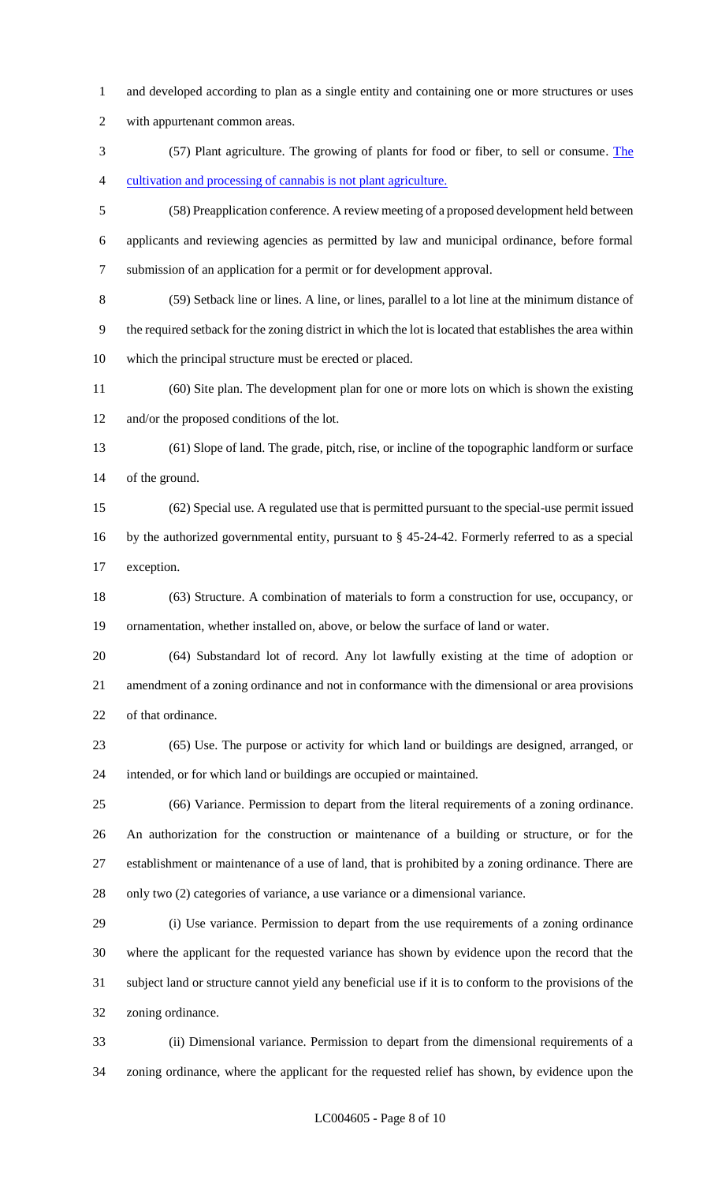and developed according to plan as a single entity and containing one or more structures or uses with appurtenant common areas.

(57) Plant agriculture. The growing of plants for food or fiber, to sell or consume. The cultivation and processing of cannabis is not plant agriculture.

(58) Preapplication conference. A review meeting of a proposed development held between applicants and reviewing agencies as permitted by law and municipal ordinance, before formal submission of an application for a permit or for development approval.

(59) Setback line or lines. A line, or lines, parallel to a lot line at the minimum distance of the required setback for the zoning district in which the lot is located that establishes the area within which the principal structure must be erected or placed.

(60) Site plan. The development plan for one or more lots on which is shown the existing and/or the proposed conditions of the lot.

(61) Slope of land. The grade, pitch, rise, or incline of the topographic landform or surface of the ground.

(62) Special use. A regulated use that is permitted pursuant to the special-use permit issued by the authorized governmental entity, pursuant to § 45-24-42. Formerly referred to as a special exception.

(63) Structure. A combination of materials to form a construction for use, occupancy, or ornamentation, whether installed on, above, or below the surface of land or water.

(64) Substandard lot of record. Any lot lawfully existing at the time of adoption or amendment of a zoning ordinance and not in conformance with the dimensional or area provisions of that ordinance.

(65) Use. The purpose or activity for which land or buildings are designed, arranged, or intended, or for which land or buildings are occupied or maintained.

(66) Variance. Permission to depart from the literal requirements of a zoning ordinance. An authorization for the construction or maintenance of a building or structure, or for the establishment or maintenance of a use of land, that is prohibited by a zoning ordinance. There are only two (2) categories of variance, a use variance or a dimensional variance.

(i) Use variance. Permission to depart from the use requirements of a zoning ordinance where the applicant for the requested variance has shown by evidence upon the record that the subject land or structure cannot yield any beneficial use if it is to conform to the provisions of the zoning ordinance.

(ii) Dimensional variance. Permission to depart from the dimensional requirements of a zoning ordinance, where the applicant for the requested relief has shown, by evidence upon the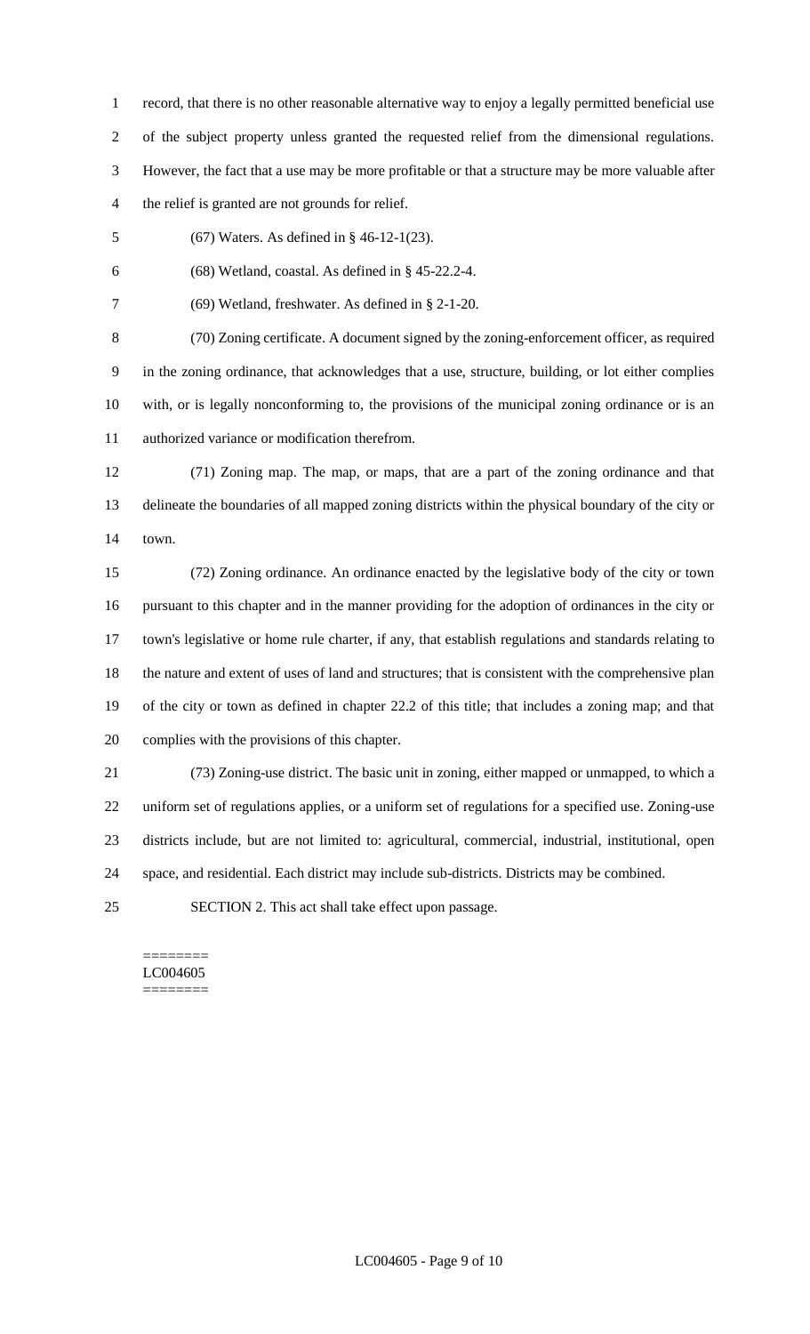record, that there is no other reasonable alternative way to enjoy a legally permitted beneficial use of the subject property unless granted the requested relief from the dimensional regulations. However, the fact that a use may be more profitable or that a structure may be more valuable after the relief is granted are not grounds for relief.

(67) Waters. As defined in § 46-12-1(23).

(68) Wetland, coastal. As defined in § 45-22.2-4.

(69) Wetland, freshwater. As defined in § 2-1-20.

(70) Zoning certificate. A document signed by the zoning-enforcement officer, as required in the zoning ordinance, that acknowledges that a use, structure, building, or lot either complies with, or is legally nonconforming to, the provisions of the municipal zoning ordinance or is an authorized variance or modification therefrom.

(71) Zoning map. The map, or maps, that are a part of the zoning ordinance and that delineate the boundaries of all mapped zoning districts within the physical boundary of the city or town.

(72) Zoning ordinance. An ordinance enacted by the legislative body of the city or town pursuant to this chapter and in the manner providing for the adoption of ordinances in the city or town's legislative or home rule charter, if any, that establish regulations and standards relating to the nature and extent of uses of land and structures; that is consistent with the comprehensive plan of the city or town as defined in chapter 22.2 of this title; that includes a zoning map; and that complies with the provisions of this chapter.

(73) Zoning-use district. The basic unit in zoning, either mapped or unmapped, to which a uniform set of regulations applies, or a uniform set of regulations for a specified use. Zoning-use districts include, but are not limited to: agricultural, commercial, industrial, institutional, open space, and residential. Each district may include sub-districts. Districts may be combined.

SECTION 2. This act shall take effect upon passage.

========
LC004605
========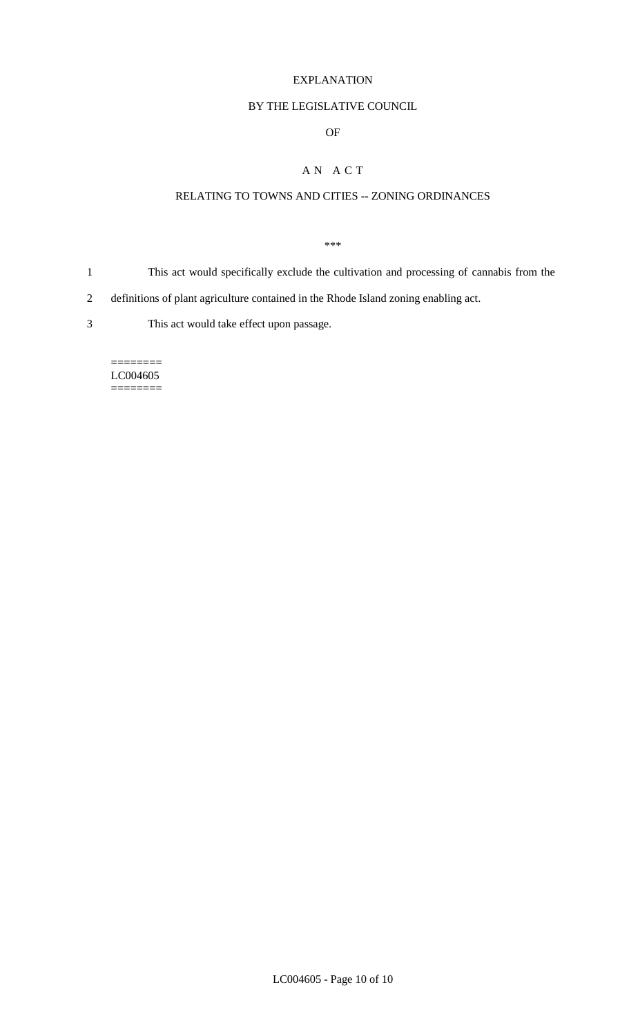EXPLANATION

BY THE LEGISLATIVE COUNCIL

OF

A N A C T

RELATING TO TOWNS AND CITIES -- ZONING ORDINANCES

\*\*\*

1 This act would specifically exclude the cultivation and processing of cannabis from the
2 definitions of plant agriculture contained in the Rhode Island zoning enabling act.
3 This act would take effect upon passage.

========
LC004605
========